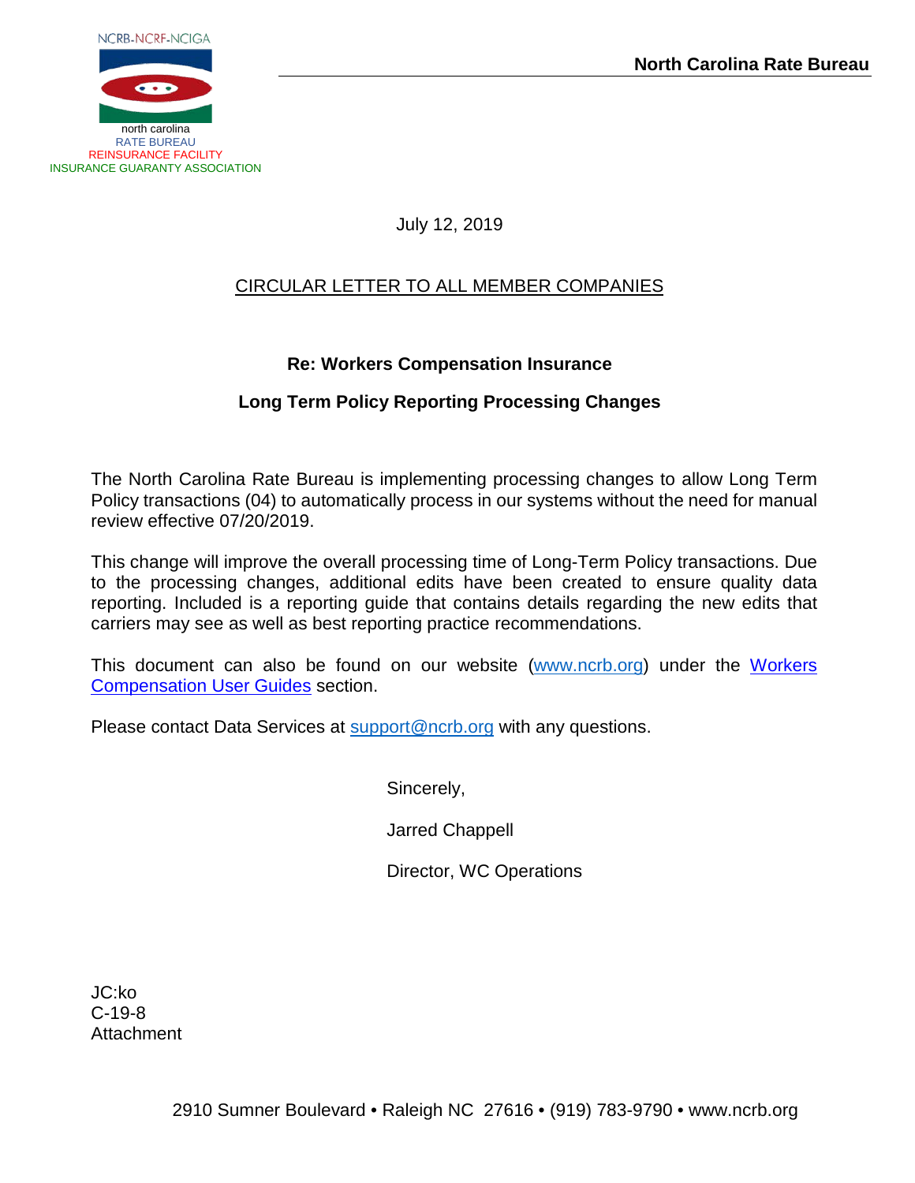NCRB-NCRF-NCIGA

north carolina
RATE BUREAU
REINSURANCE FACILITY
INSURANCE GUARANTY ASSOCIATION

**North Carolina Rate Bureau**

July 12, 2019

CIRCULAR LETTER TO ALL MEMBER COMPANIES

**Re: Workers Compensation Insurance**

**Long Term Policy Reporting Processing Changes**

The North Carolina Rate Bureau is implementing processing changes to allow Long Term Policy transactions (04) to automatically process in our systems without the need for manual review effective 07/20/2019.

This change will improve the overall processing time of Long-Term Policy transactions. Due to the processing changes, additional edits have been created to ensure quality data reporting. Included is a reporting guide that contains details regarding the new edits that carriers may see as well as best reporting practice recommendations.

This document can also be found on our website ([www.ncrb.org](http://www.ncrb.org)) under the [Workers Compensation User Guides](#) section.

Please contact Data Services at [support@ncrb.org](mailto:support@ncrb.org) with any questions.

Sincerely,

Jarred Chappell

Director, WC Operations

JC:ko
C-19-8
Attachment

2910 Sumner Boulevard • Raleigh NC 27616 • (919) 783-9790 • www.ncrb.org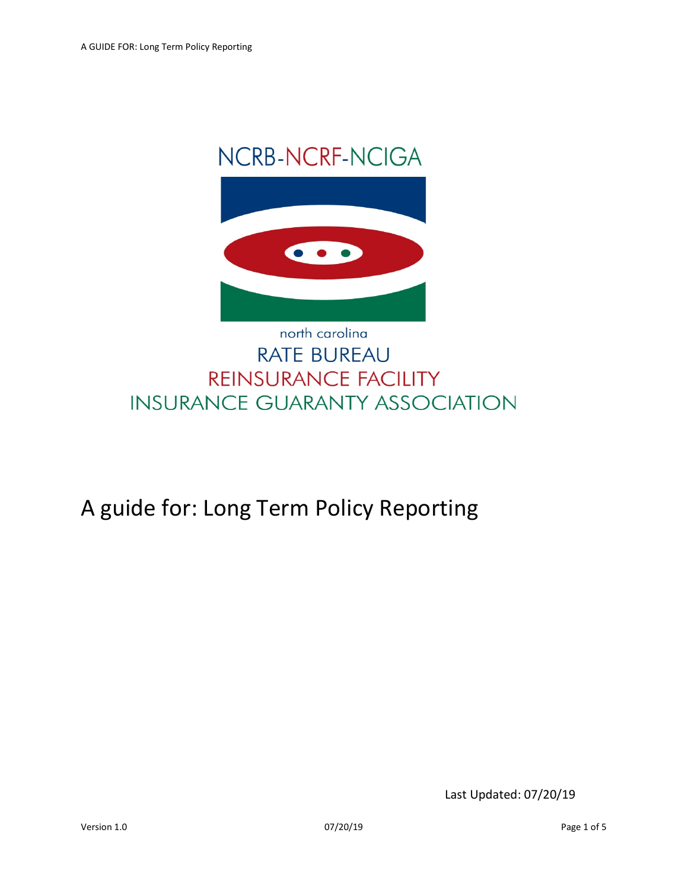NCRB-NCRF-NCIGA

north carolina

RATE BUREAU

REINSURANCE FACILITY

INSURANCE GUARANTY ASSOCIATION

# A guide for: Long Term Policy Reporting

Last Updated: 07/20/19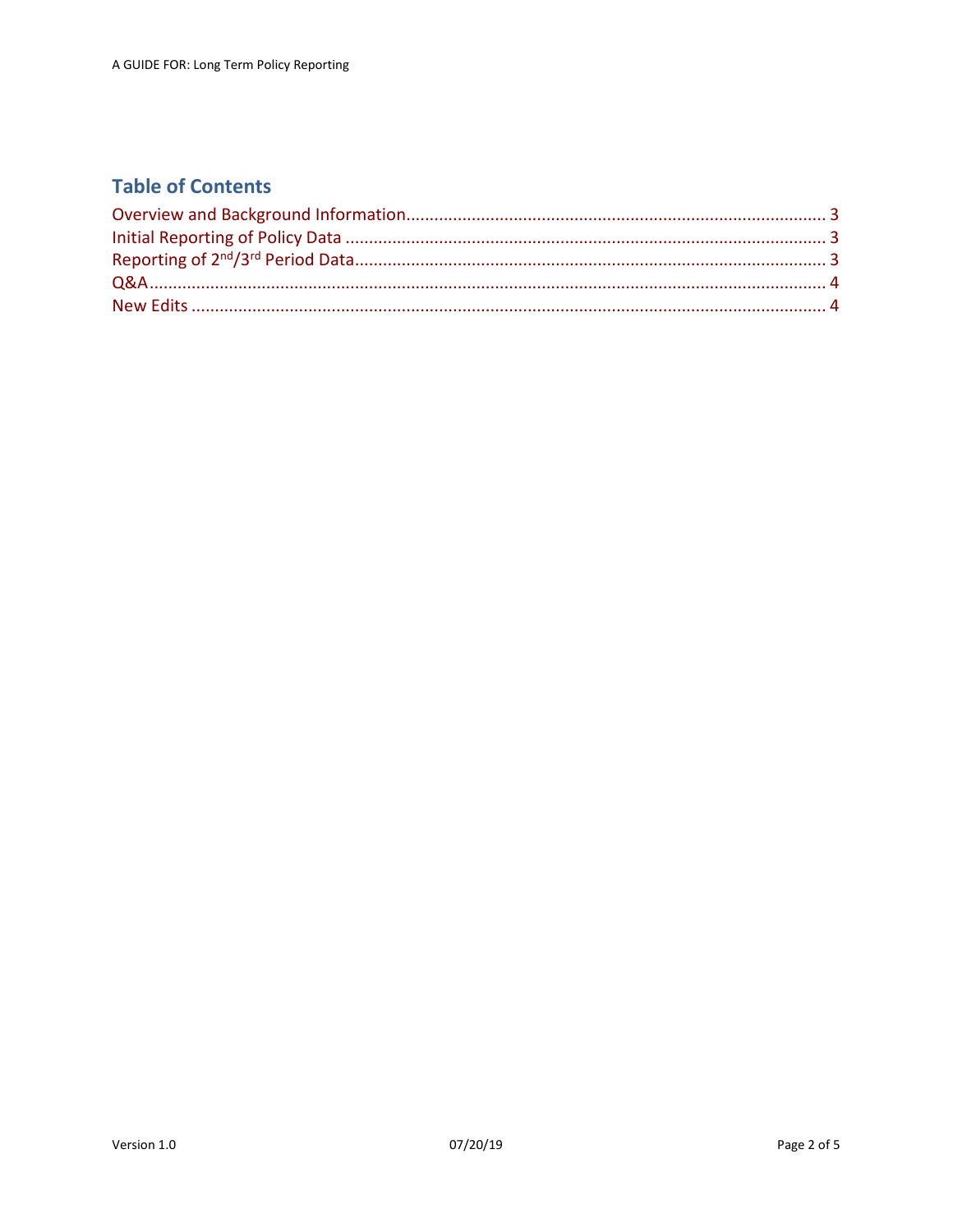## Table of Contents

Overview and Background Information.......................................................................................... 3

Initial Reporting of Policy Data ...................................................................................................... 3

Reporting of 2nd/3rd Period Data.................................................................................................... 3

Q&A................................................................................................................................................ 4

New Edits ....................................................................................................................................... 4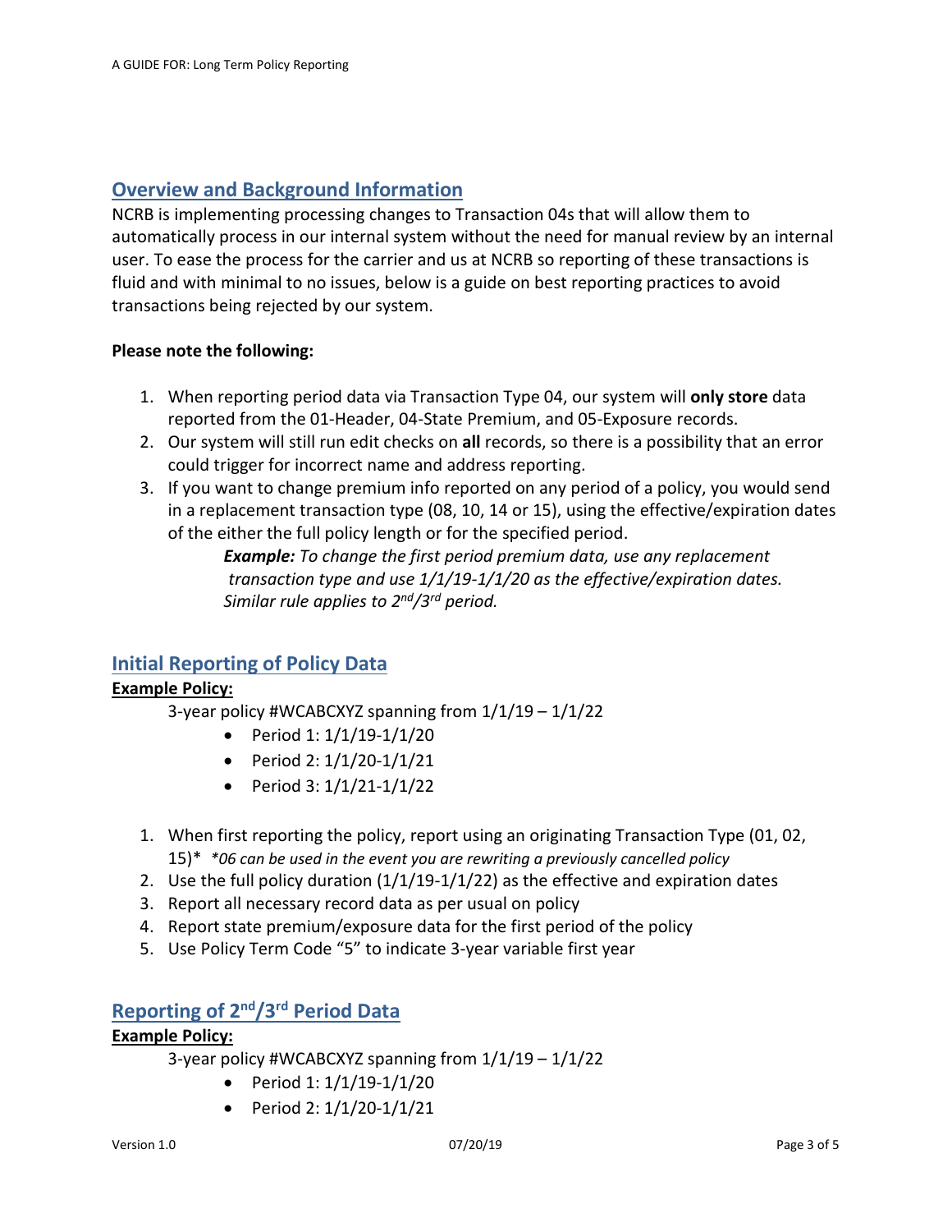## Overview and Background Information

NCRB is implementing processing changes to Transaction 04s that will allow them to automatically process in our internal system without the need for manual review by an internal user. To ease the process for the carrier and us at NCRB so reporting of these transactions is fluid and with minimal to no issues, below is a guide on best reporting practices to avoid transactions being rejected by our system.

**Please note the following:**

1. When reporting period data via Transaction Type 04, our system will **only store** data reported from the 01-Header, 04-State Premium, and 05-Exposure records.
2. Our system will still run edit checks on **all** records, so there is a possibility that an error could trigger for incorrect name and address reporting.
3. If you want to change premium info reported on any period of a policy, you would send in a replacement transaction type (08, 10, 14 or 15), using the effective/expiration dates of the either the full policy length or for the specified period.

   ***Example:*** *To change the first period premium data, use any replacement transaction type and use 1/1/19-1/1/20 as the effective/expiration dates. Similar rule applies to 2nd/3rd period.*

## Initial Reporting of Policy Data

**Example Policy:**

3-year policy #WCABCXYZ spanning from 1/1/19 – 1/1/22

- Period 1: 1/1/19-1/1/20
- Period 2: 1/1/20-1/1/21
- Period 3: 1/1/21-1/1/22

1. When first reporting the policy, report using an originating Transaction Type (01, 02, 15)\* *\*06 can be used in the event you are rewriting a previously cancelled policy*
2. Use the full policy duration (1/1/19-1/1/22) as the effective and expiration dates
3. Report all necessary record data as per usual on policy
4. Report state premium/exposure data for the first period of the policy
5. Use Policy Term Code "5" to indicate 3-year variable first year

## Reporting of 2nd/3rd Period Data

**Example Policy:**

3-year policy #WCABCXYZ spanning from 1/1/19 – 1/1/22

- Period 1: 1/1/19-1/1/20
- Period 2: 1/1/20-1/1/21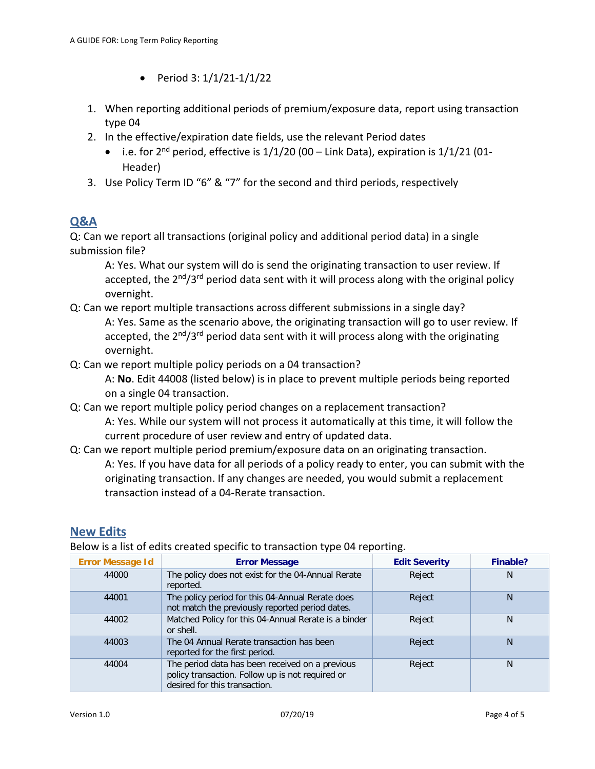- Period 3: 1/1/21-1/1/22

1. When reporting additional periods of premium/exposure data, report using transaction type 04
2. In the effective/expiration date fields, use the relevant Period dates
   - i.e. for 2nd period, effective is 1/1/20 (00 – Link Data), expiration is 1/1/21 (01-Header)
3. Use Policy Term ID "6" & "7" for the second and third periods, respectively

## Q&A

Q: Can we report all transactions (original policy and additional period data) in a single submission file?

> A: Yes. What our system will do is send the originating transaction to user review. If accepted, the 2nd/3rd period data sent with it will process along with the original policy overnight.

Q: Can we report multiple transactions across different submissions in a single day?

> A: Yes. Same as the scenario above, the originating transaction will go to user review. If accepted, the 2nd/3rd period data sent with it will process along with the originating overnight.

Q: Can we report multiple policy periods on a 04 transaction?

> A: **No**. Edit 44008 (listed below) is in place to prevent multiple periods being reported on a single 04 transaction.

Q: Can we report multiple policy period changes on a replacement transaction?

> A: Yes. While our system will not process it automatically at this time, it will follow the current procedure of user review and entry of updated data.

Q: Can we report multiple period premium/exposure data on an originating transaction.

> A: Yes. If you have data for all periods of a policy ready to enter, you can submit with the originating transaction. If any changes are needed, you would submit a replacement transaction instead of a 04-Rerate transaction.

## New Edits

Below is a list of edits created specific to transaction type 04 reporting.

| Error Message Id | Error Message | Edit Severity | Finable? |
|---|---|---|---|
| 44000 | The policy does not exist for the 04-Annual Rerate reported. | Reject | N |
| 44001 | The policy period for this 04-Annual Rerate does not match the previously reported period dates. | Reject | N |
| 44002 | Matched Policy for this 04-Annual Rerate is a binder or shell. | Reject | N |
| 44003 | The 04 Annual Rerate transaction has been reported for the first period. | Reject | N |
| 44004 | The period data has been received on a previous policy transaction. Follow up is not required or desired for this transaction. | Reject | N |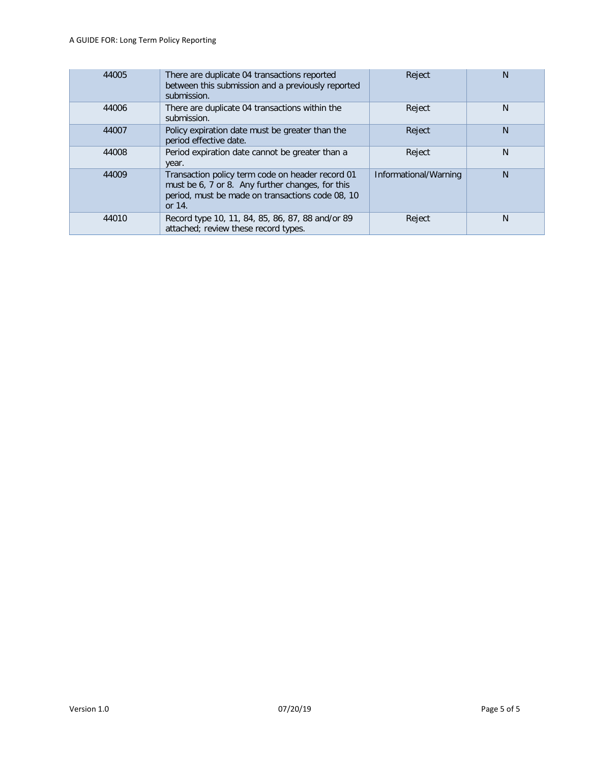| | | | |
|---|---|---|---|
| 44005 | There are duplicate 04 transactions reported between this submission and a previously reported submission. | Reject | N |
| 44006 | There are duplicate 04 transactions within the submission. | Reject | N |
| 44007 | Policy expiration date must be greater than the period effective date. | Reject | N |
| 44008 | Period expiration date cannot be greater than a year. | Reject | N |
| 44009 | Transaction policy term code on header record 01 must be 6, 7 or 8. Any further changes, for this period, must be made on transactions code 08, 10 or 14. | Informational/Warning | N |
| 44010 | Record type 10, 11, 84, 85, 86, 87, 88 and/or 89 attached; review these record types. | Reject | N |